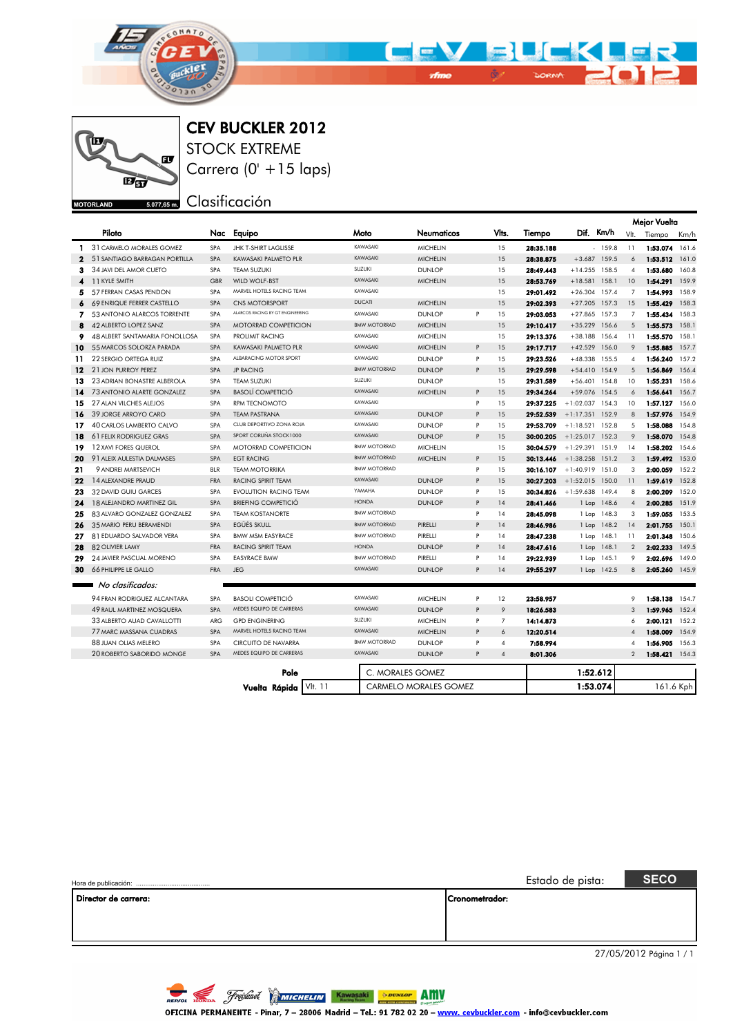# CEV BUCKLER 2012

## STOCK EXTREME

Carrera (0' +15 laps)

Clasificación

MOTORLAND 5.077,65 m.

| | Piloto | Nac | Equipo | Moto | Neumaticos | | Vlts. | Tiempo | Dif. | Km/h | Mejor Vuelta Vlt. | Tiempo | Km/h |
|---|---|---|---|---|---|---|---|---|---|---|---|---|---|
| 1 | 31 CARMELO MORALES GOMEZ | SPA | JHK T-SHIRT LAGLISSE | KAWASAKI | MICHELIN | | 15 | 28:35.188 | - | 159.8 | 11 | 1:53.074 | 161.6 |
| 2 | 51 SANTIAGO BARRAGAN PORTILLA | SPA | KAWASAKI PALMETO PLR | KAWASAKI | MICHELIN | | 15 | 28:38.875 | +3.687 | 159.5 | 6 | 1:53.512 | 161.0 |
| 3 | 34 JAVI DEL AMOR CUETO | SPA | TEAM SUZUKI | SUZUKI | DUNLOP | | 15 | 28:49.443 | +14.255 | 158.5 | 4 | 1:53.680 | 160.8 |
| 4 | 11 KYLE SMITH | GBR | WILD WOLF-BST | KAWASAKI | MICHELIN | | 15 | 28:53.769 | +18.581 | 158.1 | 10 | 1:54.291 | 159.9 |
| 5 | 57 FERRAN CASAS PENDON | SPA | MARVEL HOTELS RACING TEAM | KAWASAKI | | | 15 | 29:01.492 | +26.304 | 157.4 | 7 | 1:54.993 | 158.9 |
| 6 | 69 ENRIQUE FERRER CASTELLO | SPA | CNS MOTORSPORT | DUCATI | MICHELIN | | 15 | 29:02.393 | +27.205 | 157.3 | 15 | 1:55.429 | 158.3 |
| 7 | 53 ANTONIO ALARCOS TORRENTE | SPA | ALARCOS RACING BY GT ENGINEERING | KAWASAKI | DUNLOP | P | 15 | 29:03.053 | +27.865 | 157.3 | 7 | 1:55.434 | 158.3 |
| 8 | 42 ALBERTO LOPEZ SANZ | SPA | MOTORRAD COMPETICION | BMW MOTORRAD | MICHELIN | | 15 | 29:10.417 | +35.229 | 156.6 | 5 | 1:55.573 | 158.1 |
| 9 | 48 ALBERT SANTAMARIA FONOLLOSA | SPA | PROLIMIT RACING | KAWASAKI | MICHELIN | | 15 | 29:13.376 | +38.188 | 156.4 | 11 | 1:55.570 | 158.1 |
| 10 | 55 MARCOS SOLORZA PARADA | SPA | KAWASAKI PALMETO PLR | KAWASAKI | MICHELIN | P | 15 | 29:17.717 | +42.529 | 156.0 | 9 | 1:55.885 | 157.7 |
| 11 | 22 SERGIO ORTEGA RUIZ | SPA | ALBARACING MOTOR SPORT | KAWASAKI | DUNLOP | P | 15 | 29:23.526 | +48.338 | 155.5 | 4 | 1:56.240 | 157.2 |
| 12 | 21 JON PURROY PEREZ | SPA | JP RACING | BMW MOTORRAD | DUNLOP | P | 15 | 29:29.598 | +54.410 | 154.9 | 5 | 1:56.869 | 156.4 |
| 13 | 23 ADRIAN BONASTRE ALBEROLA | SPA | TEAM SUZUKI | SUZUKI | DUNLOP | | 15 | 29:31.589 | +56.401 | 154.8 | 10 | 1:55.231 | 158.6 |
| 14 | 73 ANTONIO ALARTE GONZALEZ | SPA | BASOLÍ COMPETICIÓ | KAWASAKI | MICHELIN | P | 15 | 29:34.264 | +59.076 | 154.5 | 6 | 1:56.641 | 156.7 |
| 15 | 27 ALAN VILCHES ALEJOS | SPA | RPM TECNOMOTO | KAWASAKI | | P | 15 | 29:37.225 | +1:02.037 | 154.3 | 10 | 1:57.127 | 156.0 |
| 16 | 39 JORGE ARROYO CARO | SPA | TEAM PASTRANA | KAWASAKI | DUNLOP | P | 15 | 29:52.539 | +1:17.351 | 152.9 | 8 | 1:57.976 | 154.9 |
| 17 | 40 CARLOS LAMBERTO CALVO | SPA | CLUB DEPORTIVO ZONA ROJA | KAWASAKI | DUNLOP | P | 15 | 29:53.709 | +1:18.521 | 152.8 | 5 | 1:58.088 | 154.8 |
| 18 | 61 FELIX RODRIGUEZ GRAS | SPA | SPORT CORUÑA STOCK1000 | KAWASAKI | DUNLOP | P | 15 | 30:00.205 | +1:25.017 | 152.3 | 9 | 1:58.070 | 154.8 |
| 19 | 12 XAVI FORES QUEROL | SPA | MOTORRAD COMPETICION | BMW MOTORRAD | MICHELIN | | 15 | 30:04.579 | +1:29.391 | 151.9 | 14 | 1:58.202 | 154.6 |
| 20 | 91 ALEIX AULESTIA DALMASES | SPA | EGT RACING | BMW MOTORRAD | MICHELIN | P | 15 | 30:13.446 | +1:38.258 | 151.2 | 3 | 1:59.492 | 153.0 |
| 21 | 9 ANDREI MARTSEVICH | BLR | TEAM MOTORRIKA | BMW MOTORRAD | | P | 15 | 30:16.107 | +1:40.919 | 151.0 | 3 | 2:00.059 | 152.2 |
| 22 | 14 ALEXANDRE PRAUD | FRA | RACING SPIRIT TEAM | KAWASAKI | DUNLOP | P | 15 | 30:27.203 | +1:52.015 | 150.0 | 11 | 1:59.619 | 152.8 |
| 23 | 32 DAVID GUIU GARCES | SPA | EVOLUTION RACING TEAM | YAMAHA | DUNLOP | P | 15 | 30:34.826 | +1:59.638 | 149.4 | 8 | 2:00.209 | 152.0 |
| 24 | 18 ALEJANDRO MARTINEZ GIL | SPA | BRIEFING COMPETICIÓ | HONDA | DUNLOP | P | 14 | 28:41.466 | 1 Lap | 148.6 | 4 | 2:00.285 | 151.9 |
| 25 | 83 ALVARO GONZALEZ GONZALEZ | SPA | TEAM KOSTANORTE | BMW MOTORRAD | | P | 14 | 28:45.098 | 1 Lap | 148.3 | 3 | 1:59.055 | 153.5 |
| 26 | 35 MARIO PERU BERAMENDI | SPA | EGÜES SKULL | BMW MOTORRAD | PIRELLI | P | 14 | 28:46.986 | 1 Lap | 148.2 | 14 | 2:01.755 | 150.1 |
| 27 | 81 EDUARDO SALVADOR VERA | SPA | BMW MSM EASYRACE | BMW MOTORRAD | PIRELLI | P | 14 | 28:47.238 | 1 Lap | 148.1 | 11 | 2:01.348 | 150.6 |
| 28 | 82 OLIVIER LAMY | FRA | RACING SPIRIT TEAM | HONDA | DUNLOP | P | 14 | 28:47.616 | 1 Lap | 148.1 | 2 | 2:02.233 | 149.5 |
| 29 | 24 JAVIER PASCUAL MORENO | SPA | EASYRACE BMW | BMW MOTORRAD | PIRELLI | P | 14 | 29:22.939 | 1 Lap | 145.1 | 9 | 2:02.696 | 149.0 |
| 30 | 66 PHILIPPE LE GALLO | FRA | JEG | KAWASAKI | DUNLOP | P | 14 | 29:55.297 | 1 Lap | 142.5 | 8 | 2:05.260 | 145.9 |

*No clasificados:*

| Piloto | Nac | Equipo | Moto | Neumaticos | | Vlts. | Tiempo | Mejor Vuelta Vlt. | Tiempo | Km/h |
|---|---|---|---|---|---|---|---|---|---|---|
| 94 FRAN RODRIGUEZ ALCANTARA | SPA | BASOLI COMPETICIÓ | KAWASAKI | MICHELIN | P | 12 | 23:58.957 | 9 | 1:58.138 | 154.7 |
| 49 RAUL MARTINEZ MOSQUERA | SPA | MEDES EQUIPO DE CARRERAS | KAWASAKI | DUNLOP | P | 9 | 18:26.583 | 3 | 1:59.965 | 152.4 |
| 33 ALBERTO AUAD CAVALLOTTI | ARG | GPD ENGINERING | SUZUKI | MICHELIN | P | 7 | 14:14.873 | 6 | 2:00.121 | 152.2 |
| 77 MARC MASSANA CUADRAS | SPA | MARVEL HOTELS RACING TEAM | KAWASAKI | MICHELIN | P | 6 | 12:20.514 | 4 | 1:58.009 | 154.9 |
| 88 JUAN OLIAS MELERO | SPA | CIRCUITO DE NAVARRA | BMW MOTORRAD | DUNLOP | P | 4 | 7:58.994 | 4 | 1:56.905 | 156.3 |
| 20 ROBERTO SABORIDO MONGE | SPA | MEDES EQUIPO DE CARRERAS | KAWASAKI | DUNLOP | P | 4 | 8:01.306 | 2 | 1:58.421 | 154.3 |

| | | | | |
|---|---|---|---|---|
| Pole | | C. MORALES GOMEZ | 1:52.612 | |
| Vuelta Rápida | Vlt. 11 | CARMELO MORALES GOMEZ | 1:53.074 | 161.6 Kph |

Hora de publicación: ........................................

Estado de pista: **SECO**

**Director de carrera:**

**Cronometrador:**

27/05/2012

OFICINA PERMANENTE - Pinar, 7 – 28006 Madrid – Tel.: 91 782 02 20 – www. cevbuckler.com - info@cevbuckler.com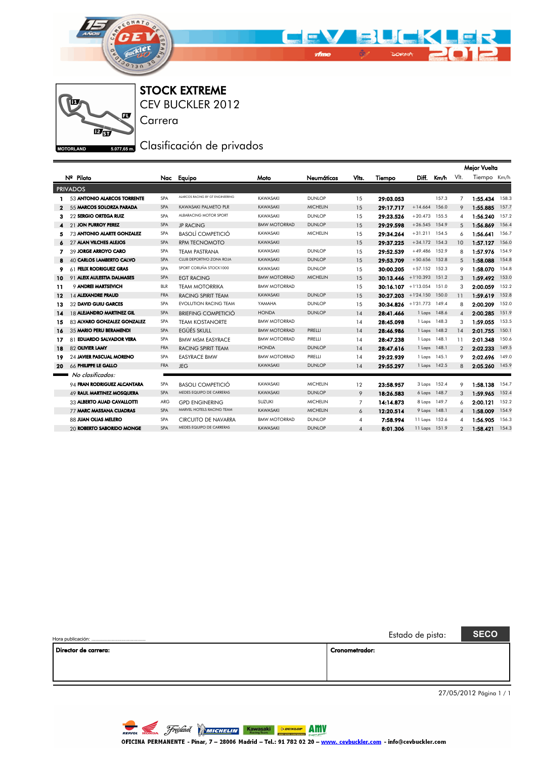# STOCK EXTREME

CEV BUCKLER 2012

Carrera

MOTORLAND 5.077,65 m.

## Clasificación de privados

| | Nº | Piloto | Nac | Equipo | Moto | Neumáticos | Vlts. | Tiempo | Diff. | Km/h | Mejor Vuelta Vlt. | Tiempo | Km/h |
|---|---|---|---|---|---|---|---|---|---|---|---|---|---|
| **PRIVADOS** | | | | | | | | | | | | | |
| 1 | 53 | ANTONIO ALARCOS TORRENTE | SPA | ALARCOS RACING BY GT ENGINEERING | KAWASAKI | DUNLOP | 15 | 29:03.053 | | 157.3 | 7 | 1:55.434 | 158.3 |
| 2 | 55 | MARCOS SOLORZA PARADA | SPA | KAWASAKI PALMETO PLR | KAWASAKI | MICHELIN | 15 | 29:17.717 | +14.664 | 156.0 | 9 | 1:55.885 | 157.7 |
| 3 | 22 | SERGIO ORTEGA RUIZ | SPA | ALBARACING MOTOR SPORT | KAWASAKI | DUNLOP | 15 | 29:23.526 | +20.473 | 155.5 | 4 | 1:56.240 | 157.2 |
| 4 | 21 | JON PURROY PEREZ | SPA | JP RACING | BMW MOTORRAD | DUNLOP | 15 | 29:29.598 | +26.545 | 154.9 | 5 | 1:56.869 | 156.4 |
| 5 | 73 | ANTONIO ALARTE GONZALEZ | SPA | BASOLÍ COMPETICIÓ | KAWASAKI | MICHELIN | 15 | 29:34.264 | +31.211 | 154.5 | 6 | 1:56.641 | 156.7 |
| 6 | 27 | ALAN VILCHES ALEJOS | SPA | RPM TECNOMOTO | KAWASAKI | | 15 | 29:37.225 | +34.172 | 154.3 | 10 | 1:57.127 | 156.0 |
| 7 | 39 | JORGE ARROYO CARO | SPA | TEAM PASTRANA | KAWASAKI | DUNLOP | 15 | 29:52.539 | +49.486 | 152.9 | 8 | 1:57.976 | 154.9 |
| 8 | 40 | CARLOS LAMBERTO CALVO | SPA | CLUB DEPORTIVO ZONA ROJA | KAWASAKI | DUNLOP | 15 | 29:53.709 | +50.656 | 152.8 | 5 | 1:58.088 | 154.8 |
| 9 | 61 | FELIX RODRIGUEZ GRAS | SPA | SPORT CORUÑA STOCK1000 | KAWASAKI | DUNLOP | 15 | 30:00.205 | +57.152 | 152.3 | 9 | 1:58.070 | 154.8 |
| 10 | 91 | ALEIX AULESTIA DALMASES | SPA | EGT RACING | BMW MOTORRAD | MICHELIN | 15 | 30:13.446 | +1'10.393 | 151.2 | 3 | 1:59.492 | 153.0 |
| 11 | 9 | ANDREI MARTSEVICH | BLR | TEAM MOTORRIKA | BMW MOTORRAD | | 15 | 30:16.107 | +1'13.054 | 151.0 | 3 | 2:00.059 | 152.2 |
| 12 | 14 | ALEXANDRE FRAUD | FRA | RACING SPIRIT TEAM | KAWASAKI | DUNLOP | 15 | 30:27.203 | +1'24.150 | 150.0 | 11 | 1:59.619 | 152.8 |
| 13 | 32 | DAVID GUIU GARCES | SPA | EVOLUTION RACING TEAM | YAMAHA | DUNLOP | 15 | 30:34.826 | +1'31.773 | 149.4 | 8 | 2:00.209 | 152.0 |
| 14 | 18 | ALEJANDRO MARTINEZ GIL | SPA | BRIEFING COMPETICIÓ | HONDA | DUNLOP | 14 | 28:41.466 | 1 Laps | 148.6 | 4 | 2:00.285 | 151.9 |
| 15 | 83 | ALVARO GONZALEZ GONZALEZ | SPA | TEAM KOSTANORTE | BMW MOTORRAD | | 14 | 28:45.098 | 1 Laps | 148.3 | 3 | 1:59.055 | 153.5 |
| 16 | 35 | MARIO PERU BERAMENDI | SPA | EGÜÉS SKULL | BMW MOTORRAD | PIRELLI | 14 | 28:46.986 | 1 Laps | 148.2 | 14 | 2:01.755 | 150.1 |
| 17 | 81 | EDUARDO SALVADOR VERA | SPA | BMW MSM EASYRACE | BMW MOTORRAD | PIRELLI | 14 | 28:47.238 | 1 Laps | 148.1 | 11 | 2:01.348 | 150.6 |
| 18 | 82 | OLIVIER LAMY | FRA | RACING SPIRIT TEAM | HONDA | DUNLOP | 14 | 28:47.616 | 1 Laps | 148.1 | 2 | 2:02.233 | 149.5 |
| 19 | 24 | JAVIER PASCUAL MORENO | SPA | EASYRACE BMW | BMW MOTORRAD | PIRELLI | 14 | 29:22.939 | 1 Laps | 145.1 | 9 | 2:02.696 | 149.0 |
| 20 | 66 | PHILIPPE LE GALLO | FRA | JEG | KAWASAKI | DUNLOP | 14 | 29:55.297 | 1 Laps | 142.5 | 8 | 2:05.260 | 145.9 |
| *No clasificados:* | | | | | | | | | | | | | |
| | 94 | FRAN RODRIGUEZ ALCANTARA | SPA | BASOLI COMPETICIÓ | KAWASAKI | MICHELIN | 12 | 23:58.957 | 3 Laps | 152.4 | 9 | 1:58.138 | 154.7 |
| | 49 | RAUL MARTINEZ MOSQUERA | SPA | MEDES EQUIPO DE CARRERAS | KAWASAKI | DUNLOP | 9 | 18:26.583 | 6 Laps | 148.7 | 3 | 1:59.965 | 152.4 |
| | 33 | ALBERTO AUAD CAVALLOTTI | ARG | GPD ENGINEERING | SUZUKI | MICHELIN | 7 | 14:14.873 | 8 Laps | 149.7 | 6 | 2:00.121 | 152.2 |
| | 77 | MARC MASSANA CUADRAS | SPA | MARVEL HOTELS RACING TEAM | KAWASAKI | MICHELIN | 6 | 12:20.514 | 9 Laps | 148.1 | 4 | 1:58.009 | 154.9 |
| | 88 | JUAN OLIAS MELERO | SPA | CIRCUITO DE NAVARRA | BMW MOTORRAD | DUNLOP | 4 | 7:58.994 | 11 Laps | 152.6 | 4 | 1:56.905 | 156.3 |
| | 20 | ROBERTO SABORIDO MONGE | SPA | MEDES EQUIPO DE CARRERAS | KAWASAKI | DUNLOP | 4 | 8:01.306 | 11 Laps | 151.9 | 2 | 1:58.421 | 154.3 |

Hora publicación: ......................................

Estado de pista: **SECO**

| **Director de carrera:** | **Cronometrador:** |
|---|---|
| | |

27/05/2012

OFICINA PERMANENTE - Pinar, 7 – 28006 Madrid – Tel.: 91 782 02 20 – www. cevbuckler.com - info@cevbuckler.com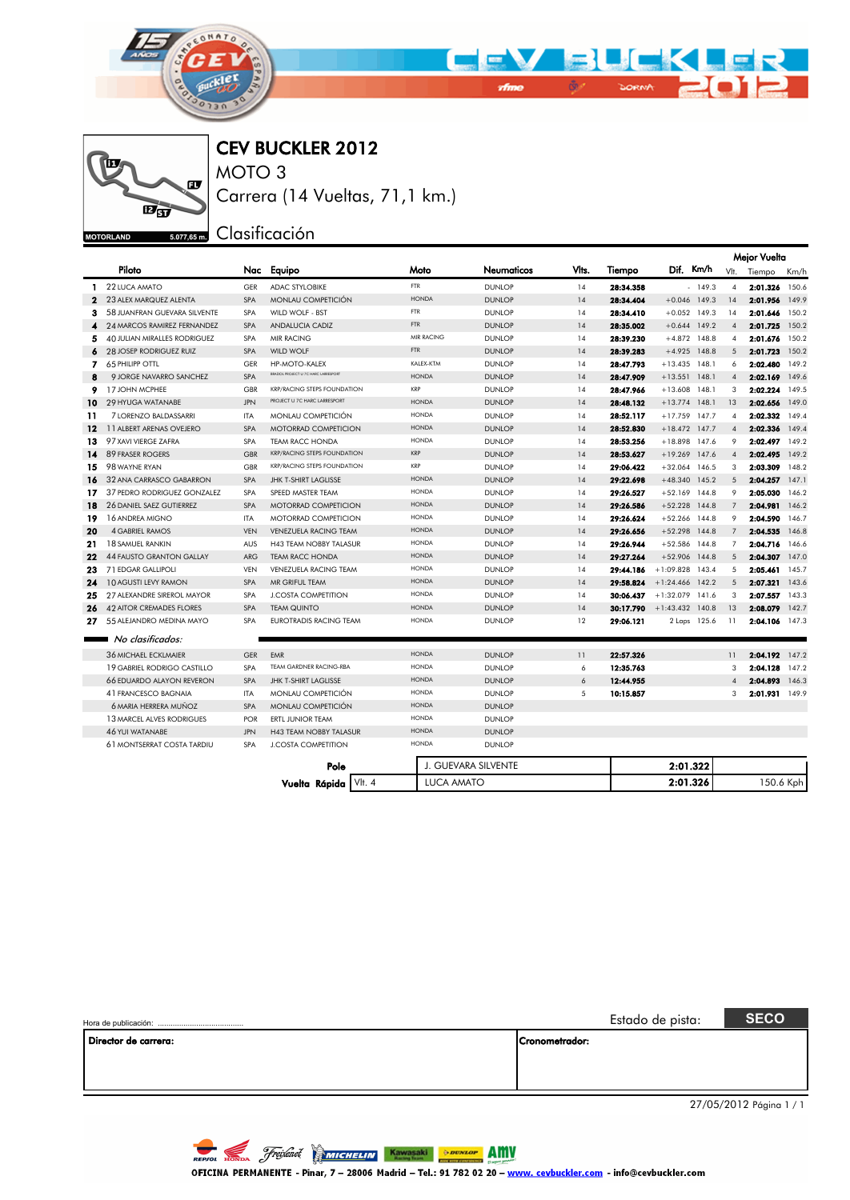# CEV BUCKLER 2012

## MOTO 3

## Carrera (14 Vueltas, 71,1 km.)

## Clasificación

MOTORLAND 5.077,65 m.

| | Piloto | Nac | Equipo | Moto | Neumaticos | Vlts. | Tiempo | Dif. | Km/h | Mejor Vuelta Vlt. | Tiempo | Km/h |
|---|---|---|---|---|---|---|---|---|---|---|---|---|
| 1 | 22 LUCA AMATO | GER | ADAC STYLOBIKE | FTR | DUNLOP | 14 | 28:34.358 | - | 149.3 | 4 | 2:01.326 | 150.6 |
| 2 | 23 ALEX MARQUEZ ALENTA | SPA | MONLAU COMPETICIÓN | HONDA | DUNLOP | 14 | 28:34.404 | +0.046 | 149.3 | 14 | 2:01.956 | 149.9 |
| 3 | 58 JUANFRAN GUEVARA SILVENTE | SPA | WILD WOLF - BST | FTR | DUNLOP | 14 | 28:34.410 | +0.052 | 149.3 | 14 | 2:01.646 | 150.2 |
| 4 | 24 MARCOS RAMIREZ FERNANDEZ | SPA | ANDALUCIA CADIZ | FTR | DUNLOP | 14 | 28:35.002 | +0.644 | 149.2 | 4 | 2:01.725 | 150.2 |
| 5 | 40 JULIAN MIRALLES RODRIGUEZ | SPA | MIR RACING | MIR RACING | DUNLOP | 14 | 28:39.230 | +4.872 | 148.8 | 4 | 2:01.676 | 150.2 |
| 6 | 28 JOSEP RODRIGUEZ RUIZ | SPA | WILD WOLF | FTR | DUNLOP | 14 | 28:39.283 | +4.925 | 148.8 | 5 | 2:01.723 | 150.2 |
| 7 | 65 PHILIPP OTTL | GER | HP-MOTO-KALEX | KALEX-KTM | DUNLOP | 14 | 28:47.793 | +13.435 | 148.1 | 6 | 2:02.480 | 149.2 |
| 8 | 9 JORGE NAVARRO SANCHEZ | SPA | BRAZOS PROJECT U 7C MARC LARRESPORT | HONDA | DUNLOP | 14 | 28:47.909 | +13.551 | 148.1 | 4 | 2:02.169 | 149.6 |
| 9 | 17 JOHN MCPHEE | GBR | KRP/RACING STEPS FOUNDATION | KRP | DUNLOP | 14 | 28:47.966 | +13.608 | 148.1 | 3 | 2:02.224 | 149.5 |
| 10 | 29 HYUGA WATANABE | JPN | PROJECT U 7C MARC LARRESPORT | HONDA | DUNLOP | 14 | 28:48.132 | +13.774 | 148.1 | 13 | 2:02.656 | 149.0 |
| 11 | 7 LORENZO BALDASSARRI | ITA | MONLAU COMPETICIÓN | HONDA | DUNLOP | 14 | 28:52.117 | +17.759 | 147.7 | 4 | 2:02.332 | 149.4 |
| 12 | 11 ALBERT ARENAS OVEJERO | SPA | MOTORRAD COMPETICION | HONDA | DUNLOP | 14 | 28:52.830 | +18.472 | 147.7 | 4 | 2:02.336 | 149.4 |
| 13 | 97 XAVI VIERGE ZAFRA | SPA | TEAM RACC HONDA | HONDA | DUNLOP | 14 | 28:53.256 | +18.898 | 147.6 | 9 | 2:02.497 | 149.2 |
| 14 | 89 FRASER ROGERS | GBR | KRP/RACING STEPS FOUNDATION | KRP | DUNLOP | 14 | 28:53.627 | +19.269 | 147.6 | 4 | 2:02.495 | 149.2 |
| 15 | 98 WAYNE RYAN | GBR | KRP/RACING STEPS FOUNDATION | KRP | DUNLOP | 14 | 29:06.422 | +32.064 | 146.5 | 3 | 2:03.309 | 148.2 |
| 16 | 32 ANA CARRASCO GABARRON | SPA | JHK T-SHIRT LAGLISSE | HONDA | DUNLOP | 14 | 29:22.698 | +48.340 | 145.2 | 5 | 2:04.257 | 147.1 |
| 17 | 37 PEDRO RODRIGUEZ GONZALEZ | SPA | SPEED MASTER TEAM | HONDA | DUNLOP | 14 | 29:26.527 | +52.169 | 144.8 | 9 | 2:05.030 | 146.2 |
| 18 | 26 DANIEL SAEZ GUTIERREZ | SPA | MOTORRAD COMPETICION | HONDA | DUNLOP | 14 | 29:26.586 | +52.228 | 144.8 | 7 | 2:04.981 | 146.2 |
| 19 | 16 ANDREA MIGNO | ITA | MOTORRAD COMPETICION | HONDA | DUNLOP | 14 | 29:26.624 | +52.266 | 144.8 | 9 | 2:04.590 | 146.7 |
| 20 | 4 GABRIEL RAMOS | VEN | VENEZUELA RACING TEAM | HONDA | DUNLOP | 14 | 29:26.656 | +52.298 | 144.8 | 7 | 2:04.535 | 146.8 |
| 21 | 18 SAMUEL RANKIN | AUS | H43 TEAM NOBBY TALASUR | HONDA | DUNLOP | 14 | 29:26.944 | +52.586 | 144.8 | 7 | 2:04.716 | 146.6 |
| 22 | 44 FAUSTO GRANTON GALLAY | ARG | TEAM RACC HONDA | HONDA | DUNLOP | 14 | 29:27.264 | +52.906 | 144.8 | 5 | 2:04.307 | 147.0 |
| 23 | 71 EDGAR GALLIPOLI | VEN | VENEZUELA RACING TEAM | HONDA | DUNLOP | 14 | 29:44.186 | +1:09.828 | 143.4 | 5 | 2:05.461 | 145.7 |
| 24 | 10 AGUSTI LEVY RAMON | SPA | MR GRIFUL TEAM | HONDA | DUNLOP | 14 | 29:58.824 | +1:24.466 | 142.2 | 5 | 2:07.321 | 143.6 |
| 25 | 27 ALEXANDRE SIREROL MAYOR | SPA | J.COSTA COMPETITION | HONDA | DUNLOP | 14 | 30:06.437 | +1:32.079 | 141.6 | 3 | 2:07.557 | 143.3 |
| 26 | 42 AITOR CREMADES FLORES | SPA | TEAM QUINTO | HONDA | DUNLOP | 14 | 30:17.790 | +1:43.432 | 140.8 | 13 | 2:08.079 | 142.7 |
| 27 | 55 ALEJANDRO MEDINA MAYO | SPA | EUROTRADIS RACING TEAM | HONDA | DUNLOP | 12 | 29:06.121 | 2 Laps | 125.6 | 11 | 2:04.106 | 147.3 |

*No clasificados:*

| | Piloto | Nac | Equipo | Moto | Neumaticos | Vlts. | Tiempo | Dif. | Km/h | Mejor Vuelta Vlt. | Tiempo | Km/h |
|---|---|---|---|---|---|---|---|---|---|---|---|---|
| | 36 MICHAEL ECKLMAIER | GER | EMR | HONDA | DUNLOP | 11 | 22:57.326 | | | 11 | 2:04.192 | 147.2 |
| | 19 GABRIEL RODRIGO CASTILLO | SPA | TEAM GARDNER RACING-RBA | HONDA | DUNLOP | 6 | 12:35.763 | | | 3 | 2:04.128 | 147.2 |
| | 66 EDUARDO ALAYON REVERON | SPA | JHK T-SHIRT LAGLISSE | HONDA | DUNLOP | 6 | 12:44.955 | | | 4 | 2:04.893 | 146.3 |
| | 41 FRANCESCO BAGNAIA | ITA | MONLAU COMPETICIÓN | HONDA | DUNLOP | 5 | 10:15.857 | | | 3 | 2:01.931 | 149.9 |
| | 6 MARIA HERRERA MUÑOZ | SPA | MONLAU COMPETICIÓN | HONDA | DUNLOP | | | | | | | |
| | 13 MARCEL ALVES RODRIGUES | POR | ERTL JUNIOR TEAM | HONDA | DUNLOP | | | | | | | |
| | 46 YUI WATANABE | JPN | H43 TEAM NOBBY TALASUR | HONDA | DUNLOP | | | | | | | |
| | 61 MONTSERRAT COSTA TARDIU | SPA | J.COSTA COMPETITION | HONDA | DUNLOP | | | | | | | |

| | | | | |
|---|---|---|---|---|
| **Pole** | | J. GUEVARA SILVENTE | 2:01.322 | |
| **Vuelta Rápida** | Vlt. 4 | LUCA AMATO | 2:01.326 | 150.6 Kph |

Hora de publicación: ..........................................

Estado de pista: **SECO**

**Director de carrera:**

**Cronometrador:**

27/05/2012 Página 1 / 1

OFICINA PERMANENTE - Pinar, 7 – 28006 Madrid – Tel.: 91 782 02 20 – www. cevbuckler.com - info@cevbuckler.com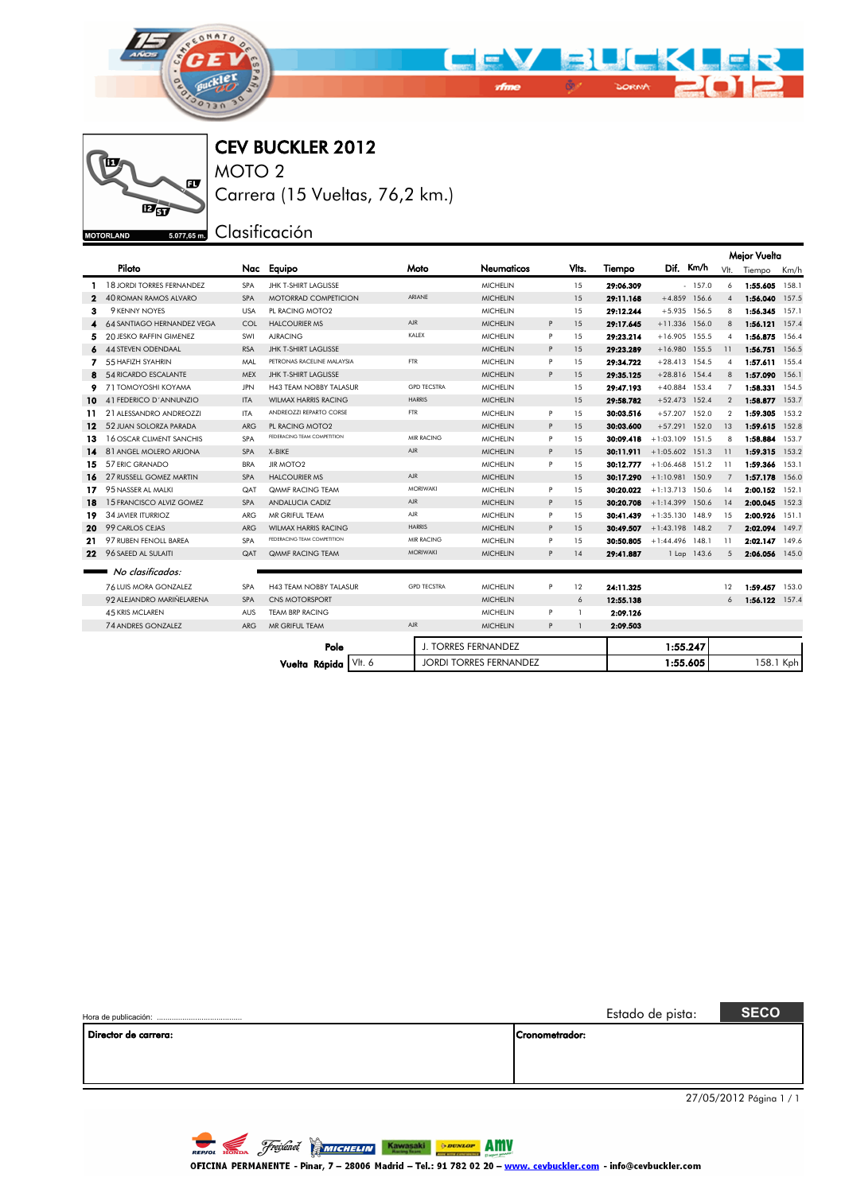# CEV BUCKLER 2012

MOTO 2

Carrera (15 Vueltas, 76,2 km.)

MOTORLAND 5.077,65 m.

Clasificación

| | Piloto | Nac | Equipo | Moto | Neumaticos | | Vlts. | Tiempo | Dif. | Km/h | Mejor Vuelta Vlt. | Tiempo | Km/h |
|---|---|---|---|---|---|---|---|---|---|---|---|---|---|
| 1 | 18 JORDI TORRES FERNANDEZ | SPA | JHK T-SHIRT LAGLISSE | | MICHELIN | | 15 | 29:06.309 | - | 157.0 | 6 | 1:55.605 | 158.1 |
| 2 | 40 ROMAN RAMOS ALVARO | SPA | MOTORRAD COMPETICION | ARIANE | MICHELIN | | 15 | 29:11.168 | +4.859 | 156.6 | 4 | 1:56.040 | 157.5 |
| 3 | 9 KENNY NOYES | USA | PL RACING MOTO2 | | MICHELIN | | 15 | 29:12.244 | +5.935 | 156.5 | 8 | 1:56.345 | 157.1 |
| 4 | 64 SANTIAGO HERNANDEZ VEGA | COL | HALCOURIER MS | AJR | MICHELIN | P | 15 | 29:17.645 | +11.336 | 156.0 | 8 | 1:56.121 | 157.4 |
| 5 | 20 JESKO RAFFIN GIMENEZ | SWI | AJRACING | KALEX | MICHELIN | P | 15 | 29:23.214 | +16.905 | 155.5 | 4 | 1:56.875 | 156.4 |
| 6 | 44 STEVEN ODENDAAL | RSA | JHK T-SHIRT LAGLISSE | | MICHELIN | P | 15 | 29:23.289 | +16.980 | 155.5 | 11 | 1:56.751 | 156.5 |
| 7 | 55 HAFIZH SYAHRIN | MAL | PETRONAS RACELINE MALAYSIA | FTR | MICHELIN | P | 15 | 29:34.722 | +28.413 | 154.5 | 4 | 1:57.611 | 155.4 |
| 8 | 54 RICARDO ESCALANTE | MEX | JHK T-SHIRT LAGLISSE | | MICHELIN | P | 15 | 29:35.125 | +28.816 | 154.4 | 8 | 1:57.090 | 156.1 |
| 9 | 71 TOMOYOSHI KOYAMA | JPN | H43 TEAM NOBBY TALASUR | GPD TECSTRA | MICHELIN | | 15 | 29:47.193 | +40.884 | 153.4 | 7 | 1:58.331 | 154.5 |
| 10 | 41 FEDERICO D´ANNUNZIO | ITA | WILMAX HARRIS RACING | HARRIS | MICHELIN | | 15 | 29:58.782 | +52.473 | 152.4 | 6 | 1:58.877 | 153.7 |
| 11 | 21 ALESSANDRO ANDREOZZI | ITA | ANDREOZZI REPARTO CORSE | FTR | MICHELIN | P | 15 | 30:03.516 | +57.207 | 152.0 | 2 | 1:59.305 | 153.2 |
| 12 | 52 JUAN SOLORZA PARADA | ARG | PL RACING MOTO2 | | MICHELIN | P | 15 | 30:03.600 | +57.291 | 152.0 | 13 | 1:59.615 | 152.8 |
| 13 | 16 OSCAR CLIMENT SANCHIS | SPA | FEDERACING TEAM COMPETITION | MIR RACING | MICHELIN | P | 15 | 30:09.418 | +1:03.109 | 151.5 | 8 | 1:58.884 | 153.7 |
| 14 | 81 ANGEL MOLERO ARJONA | SPA | X-BIKE | AJR | MICHELIN | P | 15 | 30:11.911 | +1:05.602 | 151.3 | 11 | 1:59.315 | 153.2 |
| 15 | 57 ERIC GRANADO | BRA | JIR MOTO2 | | MICHELIN | P | 15 | 30:12.777 | +1:06.468 | 151.2 | 11 | 1:59.366 | 153.1 |
| 16 | 27 RUSSELL GOMEZ MARTIN | SPA | HALCOURIER MS | AJR | MICHELIN | | 15 | 30:17.290 | +1:10.981 | 150.9 | 7 | 1:57.178 | 156.0 |
| 17 | 95 NASSER AL MALKI | QAT | QMMF RACING TEAM | MORIWAKI | MICHELIN | P | 15 | 30:20.022 | +1:13.713 | 150.6 | 14 | 2:00.152 | 152.1 |
| 18 | 15 FRANCISCO ALVIZ GOMEZ | SPA | ANDALUCIA CADIZ | AJR | MICHELIN | P | 15 | 30:20.708 | +1:14.399 | 150.6 | 14 | 2:00.045 | 152.3 |
| 19 | 34 JAVIER ITURRIOZ | ARG | MR GRIFUL TEAM | AJR | MICHELIN | P | 15 | 30:41.439 | +1:35.130 | 148.9 | 15 | 2:00.926 | 151.1 |
| 20 | 99 CARLOS CEJAS | ARG | WILMAX HARRIS RACING | HARRIS | MICHELIN | P | 15 | 30:49.507 | +1:43.198 | 148.2 | 7 | 2:02.094 | 149.7 |
| 21 | 97 RUBEN FENOLL BAREA | SPA | FEDERACING TEAM COMPETITION | MIR RACING | MICHELIN | P | 15 | 30:50.805 | +1:44.496 | 148.1 | 11 | 2:02.147 | 149.6 |
| 22 | 96 SAEED AL SULAITI | QAT | QMMF RACING TEAM | MORIWAKI | MICHELIN | P | 14 | 29:41.887 | 1 Lap | 143.6 | 5 | 2:06.056 | 145.0 |

*No clasificados:*

| Piloto | Nac | Equipo | Moto | Neumaticos | | Vlts. | Tiempo | Mejor Vuelta Vlt. | Tiempo | Km/h |
|---|---|---|---|---|---|---|---|---|---|---|
| 76 LUIS MORA GONZALEZ | SPA | H43 TEAM NOBBY TALASUR | GPD TECSTRA | MICHELIN | P | 12 | 24:11.325 | 12 | 1:59.457 | 153.0 |
| 92 ALEJANDRO MARIÑELARENA | SPA | CNS MOTORSPORT | | MICHELIN | | 6 | 12:55.138 | 6 | 1:56.122 | 157.4 |
| 45 KRIS MCLAREN | AUS | TEAM BRP RACING | | MICHELIN | P | 1 | 2:09.126 | | | |
| 74 ANDRES GONZALEZ | ARG | MR GRIFUL TEAM | AJR | MICHELIN | P | 1 | 2:09.503 | | | |

| | | | | |
|---|---|---|---|---|
| Pole | | J. TORRES FERNANDEZ | 1:55.247 | |
| Vuelta Rápida | Vlt. 6 | JORDI TORRES FERNANDEZ | 1:55.605 | 158.1 Kph |

Hora de publicación: ....................................

Estado de pista: **SECO**

| Director de carrera: | Cronometrador: |
|---|---|
| | |

27/05/2012

OFICINA PERMANENTE - Pinar, 7 – 28006 Madrid – Tel.: 91 782 02 20 – www. cevbuckler.com - info@cevbuckler.com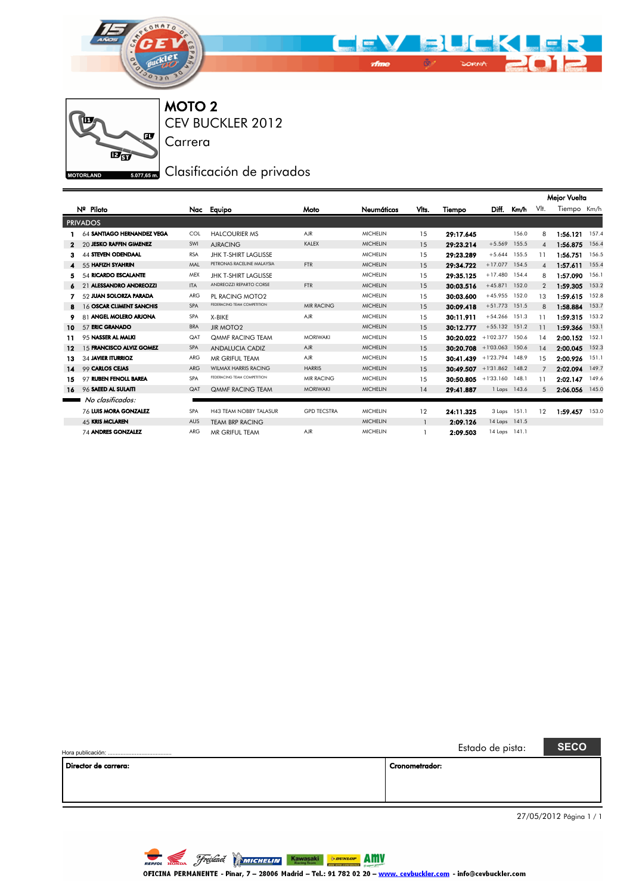# MOTO 2

CEV BUCKLER 2012

Carrera

Clasificación de privados

MOTORLAND 5.077,65 m.

| | Nº | Piloto | Nac | Equipo | Moto | Neumáticos | Vlts. | Tiempo | Diff. | Km/h | Mejor Vuelta Vlt. | Tiempo | Km/h |
|---|---|---|---|---|---|---|---|---|---|---|---|---|---|
| **PRIVADOS** | | | | | | | | | | | | | |
| 1 | 64 | **SANTIAGO HERNANDEZ VEGA** | COL | HALCOURIER MS | AJR | MICHELIN | 15 | **29:17.645** | | 156.0 | 8 | **1:56.121** | 157.4 |
| 2 | 20 | **JESKO RAFFIN GIMENEZ** | SWI | AJRACING | KALEX | MICHELIN | 15 | **29:23.214** | +5.569 | 155.5 | 4 | **1:56.875** | 156.4 |
| 3 | 44 | **STEVEN ODENDAAL** | RSA | JHK T-SHIRT LAGLISSE | | MICHELIN | 15 | **29:23.289** | +5.644 | 155.5 | 11 | **1:56.751** | 156.5 |
| 4 | 55 | **HAFIZH SYAHRIN** | MAL | PETRONAS RACELINE MALAYSIA | FTR | MICHELIN | 15 | **29:34.722** | +17.077 | 154.5 | 4 | **1:57.611** | 155.4 |
| 5 | 54 | **RICARDO ESCALANTE** | MEX | JHK T-SHIRT LAGLISSE | | MICHELIN | 15 | **29:35.125** | +17.480 | 154.4 | 8 | **1:57.090** | 156.1 |
| 6 | 21 | **ALESSANDRO ANDREOZZI** | ITA | ANDREOZZI REPARTO CORSE | FTR | MICHELIN | 15 | **30:03.516** | +45.871 | 152.0 | 2 | **1:59.305** | 153.2 |
| 7 | 52 | **JUAN SOLORZA PARADA** | ARG | PL RACING MOTO2 | | MICHELIN | 15 | **30:03.600** | +45.955 | 152.0 | 13 | **1:59.615** | 152.8 |
| 8 | 16 | **OSCAR CLIMENT SANCHIS** | SPA | FEDERACING TEAM COMPETITION | MIR RACING | MICHELIN | 15 | **30:09.418** | +51.773 | 151.5 | 8 | **1:58.884** | 153.7 |
| 9 | 81 | **ANGEL MOLERO ARJONA** | SPA | X-BIKE | AJR | MICHELIN | 15 | **30:11.911** | +54.266 | 151.3 | 11 | **1:59.315** | 153.2 |
| 10 | 57 | **ERIC GRANADO** | BRA | JIR MOTO2 | | MICHELIN | 15 | **30:12.777** | +55.132 | 151.2 | 11 | **1:59.366** | 153.1 |
| 11 | 95 | **NASSER AL MALKI** | QAT | QMMF RACING TEAM | MORIWAKI | MICHELIN | 15 | **30:20.022** | +1'02.377 | 150.6 | 14 | **2:00.152** | 152.1 |
| 12 | 15 | **FRANCISCO ALVIZ GOMEZ** | SPA | ANDALUCIA CADIZ | AJR | MICHELIN | 15 | **30:20.708** | +1'03.063 | 150.6 | 14 | **2:00.045** | 152.3 |
| 13 | 34 | **JAVIER ITURRIOZ** | ARG | MR GRIFUL TEAM | AJR | MICHELIN | 15 | **30:41.439** | +1'23.794 | 148.9 | 15 | **2:00.926** | 151.1 |
| 14 | 99 | **CARLOS CEJAS** | ARG | WILMAX HARRIS RACING | HARRIS | MICHELIN | 15 | **30:49.507** | +1'31.862 | 148.2 | 7 | **2:02.094** | 149.7 |
| 15 | 97 | **RUBEN FENOLL BAREA** | SPA | FEDERACING TEAM COMPETITION | MIR RACING | MICHELIN | 15 | **30:50.805** | +1'33.160 | 148.1 | 11 | **2:02.147** | 149.6 |
| 16 | 96 | **SAEED AL SULAITI** | QAT | QMMF RACING TEAM | MORIWAKI | MICHELIN | 14 | **29:41.887** | 1 Laps | 143.6 | 5 | **2:06.056** | 145.0 |
| *No clasificados:* | | | | | | | | | | | | | |
| | 76 | **LUIS MORA GONZALEZ** | SPA | H43 TEAM NOBBY TALASUR | GPD TECSTRA | MICHELIN | 12 | **24:11.325** | 3 Laps | 151.1 | 12 | **1:59.457** | 153.0 |
| | 45 | **KRIS MCLAREN** | AUS | TEAM BRP RACING | | MICHELIN | 1 | **2:09.126** | 14 Laps | 141.5 | | | |
| | 74 | **ANDRES GONZALEZ** | ARG | MR GRIFUL TEAM | AJR | MICHELIN | 1 | **2:09.503** | 14 Laps | 141.1 | | | |

Hora publicación: ........................................

Estado de pista: **SECO**

| **Director de carrera:** | **Cronometrador:** |
|---|---|
| | |

27/05/2012

OFICINA PERMANENTE - Pinar, 7 – 28006 Madrid – Tel.: 91 782 02 20 – www. cevbuckler.com - info@cevbuckler.com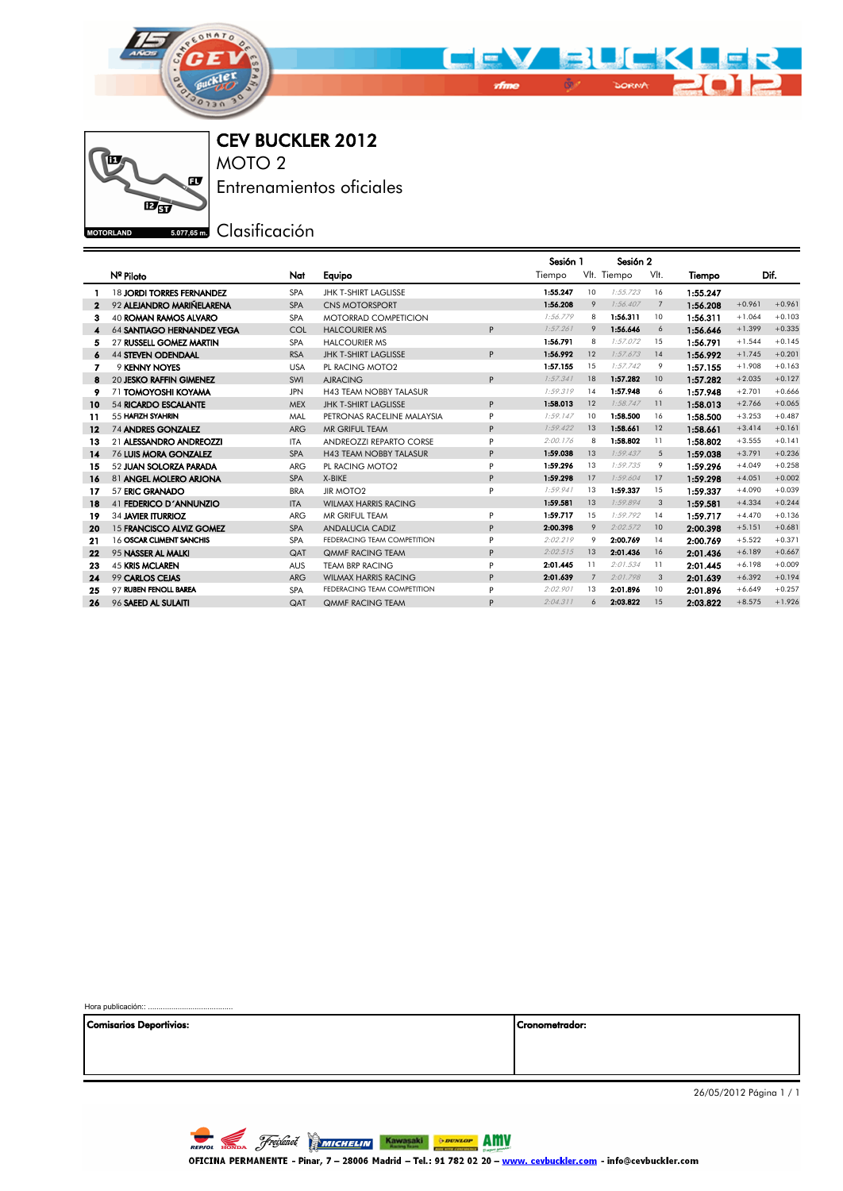# CEV BUCKLER 2012

MOTO 2

Entrenamientos oficiales

MOTORLAND 5.077,65 m.

Clasificación

| | Nº Piloto | Nat | Equipo | | Sesión 1 Tiempo | Vlt. | Sesión 2 Tiempo | Vlt. | Tiempo | Dif. | |
|---|---|---|---|---|---|---|---|---|---|---|---|
| 1 | 18 JORDI TORRES FERNANDEZ | SPA | JHK T-SHIRT LAGLISSE | | 1:55.247 | 10 | 1:55.723 | 16 | 1:55.247 | | |
| 2 | 92 ALEJANDRO MARIÑELARENA | SPA | CNS MOTORSPORT | | 1:56.208 | 9 | 1:56.407 | 7 | 1:56.208 | +0.961 | +0.961 |
| 3 | 40 ROMAN RAMOS ALVARO | SPA | MOTORRAD COMPETICION | | 1:56.779 | 8 | 1:56.311 | 10 | 1:56.311 | +1.064 | +0.103 |
| 4 | 64 SANTIAGO HERNANDEZ VEGA | COL | HALCOURIER MS | P | 1:57.261 | 9 | 1:56.646 | 6 | 1:56.646 | +1.399 | +0.335 |
| 5 | 27 RUSSELL GOMEZ MARTIN | SPA | HALCOURIER MS | | 1:56.791 | 8 | 1:57.072 | 15 | 1:56.791 | +1.544 | +0.145 |
| 6 | 44 STEVEN ODENDAAL | RSA | JHK T-SHIRT LAGLISSE | P | 1:56.992 | 12 | 1:57.673 | 14 | 1:56.992 | +1.745 | +0.201 |
| 7 | 9 KENNY NOYES | USA | PL RACING MOTO2 | | 1:57.155 | 15 | 1:57.742 | 9 | 1:57.155 | +1.908 | +0.163 |
| 8 | 20 JESKO RAFFIN GIMENEZ | SWI | AJRACING | P | 1:57.341 | 18 | 1:57.282 | 10 | 1:57.282 | +2.035 | +0.127 |
| 9 | 71 TOMOYOSHI KOYAMA | JPN | H43 TEAM NOBBY TALASUR | | 1:59.319 | 14 | 1:57.948 | 6 | 1:57.948 | +2.701 | +0.666 |
| 10 | 54 RICARDO ESCALANTE | MEX | JHK T-SHIRT LAGLISSE | P | 1:58.013 | 12 | 1:58.747 | 11 | 1:58.013 | +2.766 | +0.065 |
| 11 | 55 HAFIZH SYAHRIN | MAL | PETRONAS RACELINE MALAYSIA | P | 1:59.147 | 10 | 1:58.500 | 16 | 1:58.500 | +3.253 | +0.487 |
| 12 | 74 ANDRES GONZALEZ | ARG | MR GRIFUL TEAM | P | 1:59.422 | 13 | 1:58.661 | 12 | 1:58.661 | +3.414 | +0.161 |
| 13 | 21 ALESSANDRO ANDREOZZI | ITA | ANDREOZZI REPARTO CORSE | P | 2:00.176 | 8 | 1:58.802 | 11 | 1:58.802 | +3.555 | +0.141 |
| 14 | 76 LUIS MORA GONZALEZ | SPA | H43 TEAM NOBBY TALASUR | P | 1:59.038 | 13 | 1:59.437 | 5 | 1:59.038 | +3.791 | +0.236 |
| 15 | 52 JUAN SOLORZA PARADA | ARG | PL RACING MOTO2 | P | 1:59.296 | 13 | 1:59.735 | 9 | 1:59.296 | +4.049 | +0.258 |
| 16 | 81 ANGEL MOLERO ARJONA | SPA | X-BIKE | P | 1:59.298 | 17 | 1:59.604 | 17 | 1:59.298 | +4.051 | +0.002 |
| 17 | 57 ERIC GRANADO | BRA | JIR MOTO2 | P | 1:59.941 | 13 | 1:59.337 | 15 | 1:59.337 | +4.090 | +0.039 |
| 18 | 41 FEDERICO D´ANNUNZIO | ITA | WILMAX HARRIS RACING | | 1:59.581 | 13 | 1:59.894 | 3 | 1:59.581 | +4.334 | +0.244 |
| 19 | 34 JAVIER ITURRIOZ | ARG | MR GRIFUL TEAM | P | 1:59.717 | 15 | 1:59.792 | 14 | 1:59.717 | +4.470 | +0.136 |
| 20 | 15 FRANCISCO ALVIZ GOMEZ | SPA | ANDALUCIA CADIZ | P | 2:00.398 | 9 | 2:02.572 | 10 | 2:00.398 | +5.151 | +0.681 |
| 21 | 16 OSCAR CLIMENT SANCHIS | SPA | FEDERACING TEAM COMPETITION | P | 2:02.219 | 9 | 2:00.769 | 14 | 2:00.769 | +5.522 | +0.371 |
| 22 | 95 NASSER AL MALKI | QAT | QMMF RACING TEAM | P | 2:02.515 | 13 | 2:01.436 | 16 | 2:01.436 | +6.189 | +0.667 |
| 23 | 45 KRIS MCLAREN | AUS | TEAM BRP RACING | P | 2:01.445 | 11 | 2:01.534 | 11 | 2:01.445 | +6.198 | +0.009 |
| 24 | 99 CARLOS CEJAS | ARG | WILMAX HARRIS RACING | P | 2:01.639 | 7 | 2:01.798 | 3 | 2:01.639 | +6.392 | +0.194 |
| 25 | 97 RUBEN FENOLL BAREA | SPA | FEDERACING TEAM COMPETITION | P | 2:02.901 | 13 | 2:01.896 | 10 | 2:01.896 | +6.649 | +0.257 |
| 26 | 96 SAEED AL SULAITI | QAT | QMMF RACING TEAM | P | 2:04.311 | 6 | 2:03.822 | 15 | 2:03.822 | +8.575 | +1.926 |

Hora publicación:: ........................................

| Comisarios Deportivos: | Cronometrador: |
|---|---|
| | |

26/05/2012

OFICINA PERMANENTE - Pinar, 7 – 28006 Madrid – Tel.: 91 782 02 20 – www. cevbuckler.com - info@cevbuckler.com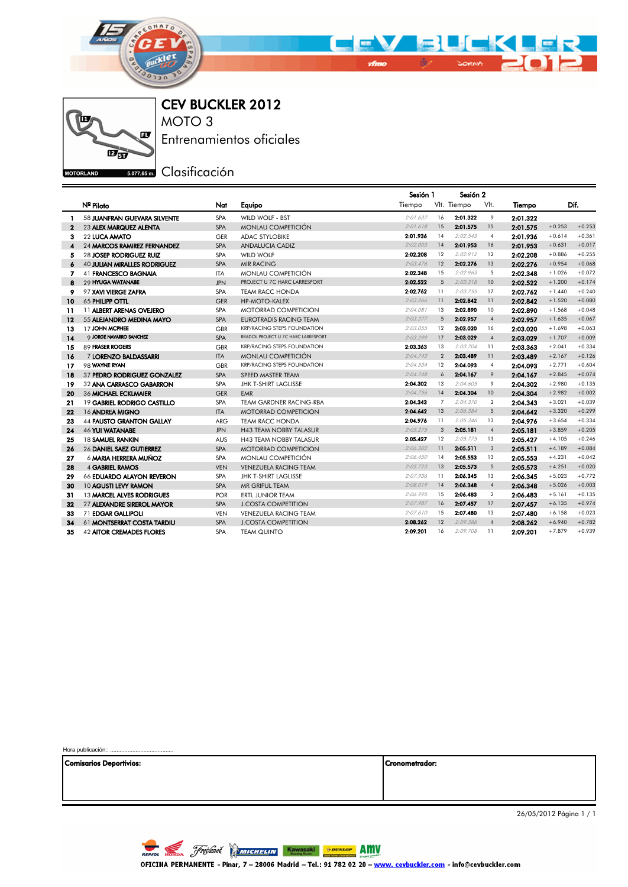# CEV BUCKLER 2012

## MOTO 3

## Entrenamientos oficiales

## Clasificación

MOTORLAND 5.077,65 m.

| | Nº Piloto | Nat | Equipo | Sesión 1 Tiempo | Vlt. | Sesión 2 Tiempo | Vlt. | Tiempo | Dif. | |
|---|---|---|---|---|---|---|---|---|---|---|
| 1 | 58 JUANFRAN GUEVARA SILVENTE | SPA | WILD WOLF - BST | 2:01.637 | 16 | 2:01.322 | 9 | 2:01.322 | | |
| 2 | 23 ALEX MARQUEZ ALENTA | SPA | MONLAU COMPETICIÓN | 2:01.618 | 15 | 2:01.575 | 15 | 2:01.575 | +0.253 | +0.253 |
| 3 | 22 LUCA AMATO | GER | ADAC STYLOBIKE | 2:01.936 | 14 | 2:02.543 | 4 | 2:01.936 | +0.614 | +0.361 |
| 4 | 24 MARCOS RAMIREZ FERNANDEZ | SPA | ANDALUCIA CADIZ | 2:02.003 | 14 | 2:01.953 | 16 | 2:01.953 | +0.631 | +0.017 |
| 5 | 28 JOSEP RODRIGUEZ RUIZ | SPA | WILD WOLF | 2:02.208 | 12 | 2:02.912 | 12 | 2:02.208 | +0.886 | +0.255 |
| 6 | 40 JULIAN MIRALLES RODRIGUEZ | SPA | MIR RACING | 2:03.476 | 12 | 2:02.276 | 13 | 2:02.276 | +0.954 | +0.068 |
| 7 | 41 FRANCESCO BAGNAIA | ITA | MONLAU COMPETICIÓN | 2:02.348 | 15 | 2:02.963 | 5 | 2:02.348 | +1.026 | +0.072 |
| 8 | 29 HYUGA WATANABE | JPN | PROJECT U 7C HARC LARRESPORT | 2:02.522 | 5 | 2:03.318 | 10 | 2:02.522 | +1.200 | +0.174 |
| 9 | 97 XAVI VIERGE ZAFRA | SPA | TEAM RACC HONDA | 2:02.762 | 11 | 2:03.755 | 17 | 2:02.762 | +1.440 | +0.240 |
| 10 | 65 PHILIPP OTTL | GER | HP-MOTO-KALEX | 2:03.266 | 11 | 2:02.842 | 11 | 2:02.842 | +1.520 | +0.080 |
| 11 | 11 ALBERT ARENAS OVEJERO | SPA | MOTORRAD COMPETICION | 2:04.081 | 13 | 2:02.890 | 10 | 2:02.890 | +1.568 | +0.048 |
| 12 | 55 ALEJANDRO MEDINA MAYO | SPA | EUROTRADIS RACING TEAM | 2:03.277 | 5 | 2:02.957 | 4 | 2:02.957 | +1.635 | +0.067 |
| 13 | 17 JOHN MCPHEE | GBR | KRP/RACING STEPS FOUNDATION | 2:03.055 | 12 | 2:03.020 | 16 | 2:03.020 | +1.698 | +0.063 |
| 14 | 9 JORGE NAVARRO SANCHEZ | SPA | BRADOL PROJECT U 7C HARC LARRESPORT | 2:03.299 | 17 | 2:03.029 | 4 | 2:03.029 | +1.707 | +0.009 |
| 15 | 89 FRASER ROGERS | GBR | KRP/RACING STEPS FOUNDATION | 2:03.363 | 13 | 2:03.704 | 11 | 2:03.363 | +2.041 | +0.334 |
| 16 | 7 LORENZO BALDASSARRI | ITA | MONLAU COMPETICIÓN | 2:04.743 | 2 | 2:03.489 | 11 | 2:03.489 | +2.167 | +0.126 |
| 17 | 98 WAYNE RYAN | GBR | KRP/RACING STEPS FOUNDATION | 2:04.534 | 12 | 2:04.093 | 4 | 2:04.093 | +2.771 | +0.604 |
| 18 | 37 PEDRO RODRIGUEZ GONZALEZ | SPA | SPEED MASTER TEAM | 2:04.748 | 6 | 2:04.167 | 9 | 2:04.167 | +2.845 | +0.074 |
| 19 | 32 ANA CARRASCO GABARRON | SPA | JHK T-SHIRT LAGLISSE | 2:04.302 | 13 | 2:04.605 | 9 | 2:04.302 | +2.980 | +0.135 |
| 20 | 36 MICHAEL ECKLMAIER | GER | EMR | 2:04.756 | 14 | 2:04.304 | 10 | 2:04.304 | +2.982 | +0.002 |
| 21 | 19 GABRIEL RODRIGO CASTILLO | SPA | TEAM GARDNER RACING-RBA | 2:04.343 | 7 | 2:04.370 | 2 | 2:04.343 | +3.021 | +0.039 |
| 22 | 16 ANDREA MIGNO | ITA | MOTORRAD COMPETICION | 2:04.642 | 13 | 2:06.384 | 5 | 2:04.642 | +3.320 | +0.299 |
| 23 | 44 FAUSTO GRANTON GALLAY | ARG | TEAM RACC HONDA | 2:04.976 | 11 | 2:05.346 | 13 | 2:04.976 | +3.654 | +0.334 |
| 24 | 46 YUI WATANABE | JPN | H43 TEAM NOBBY TALASUR | 2:05.275 | 3 | 2:05.181 | 4 | 2:05.181 | +3.859 | +0.205 |
| 25 | 18 SAMUEL RANKIN | AUS | H43 TEAM NOBBY TALASUR | 2:05.427 | 12 | 2:05.775 | 13 | 2:05.427 | +4.105 | +0.246 |
| 26 | 26 DANIEL SAEZ GUTIERREZ | SPA | MOTORRAD COMPETICION | 2:06.302 | 11 | 2:05.511 | 3 | 2:05.511 | +4.189 | +0.084 |
| 27 | 6 MARIA HERRERA MUÑOZ | SPA | MONLAU COMPETICIÓN | 2:06.450 | 14 | 2:05.553 | 13 | 2:05.553 | +4.231 | +0.042 |
| 28 | 4 GABRIEL RAMOS | VEN | VENEZUELA RACING TEAM | 2:05.723 | 13 | 2:05.573 | 5 | 2:05.573 | +4.251 | +0.020 |
| 29 | 66 EDUARDO ALAYON REVERON | SPA | JHK T-SHIRT LAGLISSE | 2:07.936 | 11 | 2:06.345 | 13 | 2:06.345 | +5.023 | +0.772 |
| 30 | 10 AGUSTI LEVY RAMON | SPA | MR GRIFUL TEAM | 2:08.019 | 14 | 2:06.348 | 4 | 2:06.348 | +5.026 | +0.003 |
| 31 | 13 MARCEL ALVES RODRIGUES | POR | ERTL JUNIOR TEAM | 2:06.995 | 15 | 2:06.483 | 2 | 2:06.483 | +5.161 | +0.135 |
| 32 | 27 ALEXANDRE SIREROL MAYOR | SPA | J.COSTA COMPETICION | 2:07.987 | 16 | 2:07.457 | 17 | 2:07.457 | +6.135 | +0.974 |
| 33 | 71 EDGAR GALLIPOLI | VEN | VENEZUELA RACING TEAM | 2:07.610 | 15 | 2:07.480 | 13 | 2:07.480 | +6.158 | +0.023 |
| 34 | 61 MONTSERRAT COSTA TARDIU | SPA | J.COSTA COMPETICION | 2:08.262 | 12 | 2:09.388 | 4 | 2:08.262 | +6.940 | +0.782 |
| 35 | 42 AITOR CREMADES FLORES | SPA | TEAM QUINTO | 2:09.201 | 16 | 2:09.708 | 11 | 2:09.201 | +7.879 | +0.939 |

Hora publicación: ........................................

| Comisarios Deportivos: | Cronometrador: |
|---|---|
| | |

26/05/2012

OFICINA PERMANENTE - Pinar, 7 – 28006 Madrid – Tel.: 91 782 02 20 – www. cevbuckler.com - info@cevbuckler.com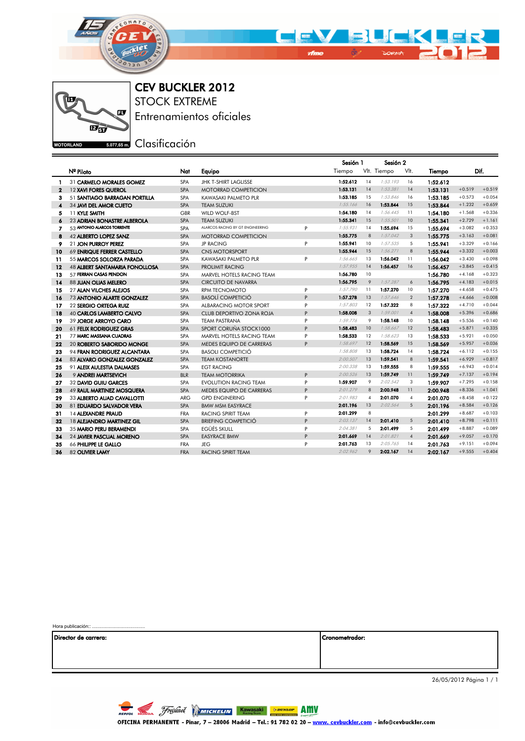# CEV BUCKLER 2012

## STOCK EXTREME

## Entrenamientos oficiales

MOTORLAND 5.077,65 m.

## Clasificación

| | Nº Piloto | Nat | Equipo | | Sesión 1 Tiempo | Vlt. | Sesión 2 Tiempo | Vlt. | Tiempo | Dif. | |
|---|---|---|---|---|---|---|---|---|---|---|---|
| 1 | 31 CARMELO MORALES GOMEZ | SPA | JHK T-SHIRT LAGLISSE | | 1:52.612 | 14 | 1:53.193 | 16 | 1:52.612 | | |
| 2 | 12 XAVI FORES QUEROL | SPA | MOTORRAD COMPETICION | | 1:53.131 | 14 | 1:53.381 | 14 | 1:53.131 | +0.519 | +0.519 |
| 3 | 51 SANTIAGO BARRAGAN PORTILLA | SPA | KAWASAKI PALMETO PLR | | 1:53.185 | 15 | 1:53.846 | 16 | 1:53.185 | +0.573 | +0.054 |
| 4 | 34 JAVI DEL AMOR CUETO | SPA | TEAM SUZUKI | | 1:55.166 | 16 | 1:53.844 | 15 | 1:53.844 | +1.232 | +0.659 |
| 5 | 11 KYLE SMITH | GBR | WILD WOLF-BST | | 1:54.180 | 14 | 1:56.445 | 11 | 1:54.180 | +1.568 | +0.336 |
| 6 | 23 ADRIAN BONASTRE ALBEROLA | SPA | TEAM SUZUKI | | 1:55.341 | 15 | 1:55.501 | 10 | 1:55.341 | +2.729 | +1.161 |
| 7 | 53 ANTONIO ALARCOS TORRENTE | SPA | ALARCOS RACING BY GT ENGINEERING | P | 1:55.931 | 14 | 1:55.694 | 15 | 1:55.694 | +3.082 | +0.353 |
| 8 | 42 ALBERTO LOPEZ SANZ | SPA | MOTORRAD COMPETICION | | 1:55.775 | 8 | 1:57.042 | 3 | 1:55.775 | +3.163 | +0.081 |
| 9 | 21 JON PURROY PEREZ | SPA | JP RACING | P | 1:55.941 | 10 | 1:57.535 | 5 | 1:55.941 | +3.329 | +0.166 |
| 10 | 69 ENRIQUE FERRER CASTELLO | SPA | CNS MOTORSPORT | | 1:55.944 | 15 | 1:56.271 | 8 | 1:55.944 | +3.332 | +0.003 |
| 11 | 55 MARCOS SOLORZA PARADA | SPA | KAWASAKI PALMETO PLR | P | 1:56.665 | 13 | 1:56.042 | 11 | 1:56.042 | +3.430 | +0.098 |
| 12 | 48 ALBERT SANTAMARIA FONOLLOSA | SPA | PROLIMIT RACING | | 1:57.955 | 14 | 1:56.457 | 16 | 1:56.457 | +3.845 | +0.415 |
| 13 | 57 FERRAN CASAS PENDON | SPA | MARVEL HOTELS RACING TEAM | | 1:56.780 | 10 | | | 1:56.780 | +4.168 | +0.323 |
| 14 | 88 JUAN OLIAS MELERO | SPA | CIRCUITO DE NAVARRA | | 1:56.795 | 9 | 1:57.287 | 6 | 1:56.795 | +4.183 | +0.015 |
| 15 | 27 ALAN VILCHES ALEJOS | SPA | RPM TECNOMOTO | P | 1:57.790 | 11 | 1:57.270 | 10 | 1:57.270 | +4.658 | +0.475 |
| 16 | 73 ANTONIO ALARTE GONZALEZ | SPA | BASOLÍ COMPETICIÓ | P | 1:57.278 | 13 | 1:57.646 | 2 | 1:57.278 | +4.666 | +0.008 |
| 17 | 22 SERGIO ORTEGA RUIZ | SPA | ALBARACING MOTOR SPORT | P | 1:57.803 | 12 | 1:57.322 | 8 | 1:57.322 | +4.710 | +0.044 |
| 18 | 40 CARLOS LAMBERTO CALVO | SPA | CLUB DEPORTIVO ZONA ROJA | P | 1:58.008 | 3 | 1:59.001 | 4 | 1:58.008 | +5.396 | +0.686 |
| 19 | 39 JORGE ARROYO CARO | SPA | TEAM PASTRANA | P | 1:59.776 | 9 | 1:58.148 | 10 | 1:58.148 | +5.536 | +0.140 |
| 20 | 61 FELIX RODRIGUEZ GRAS | SPA | SPORT CORUÑA STOCK1000 | P | 1:58.483 | 10 | 1:58.667 | 12 | 1:58.483 | +5.871 | +0.335 |
| 21 | 77 MARC MASSANA CUADRAS | SPA | MARVEL HOTELS RACING TEAM | P | 1:58.533 | 12 | 1:58.623 | 13 | 1:58.533 | +5.921 | +0.050 |
| 22 | 20 ROBERTO SABORIDO MONGE | SPA | MEDES EQUIPO DE CARRERAS | P | 1:58.697 | 12 | 1:58.569 | 15 | 1:58.569 | +5.957 | +0.036 |
| 23 | 94 FRAN RODRIGUEZ ALCANTARA | SPA | BASOLI COMPETICIÓ | | 1:58.808 | 13 | 1:58.724 | 14 | 1:58.724 | +6.112 | +0.155 |
| 24 | 83 ALVARO GONZALEZ GONZALEZ | SPA | TEAM KOSTANORTE | | 2:00.507 | 13 | 1:59.541 | 8 | 1:59.541 | +6.929 | +0.817 |
| 25 | 91 ALEIX AULESTIA DALMASES | SPA | EGT RACING | | 2:00.338 | 13 | 1:59.555 | 8 | 1:59.555 | +6.943 | +0.014 |
| 26 | 9 ANDREI MARTSEVICH | BLR | TEAM MOTORRIKA | P | 2:00.526 | 13 | 1:59.749 | 11 | 1:59.749 | +7.137 | +0.194 |
| 27 | 32 DAVID GUIU GARCES | SPA | EVOLUTION RACING TEAM | P | 1:59.907 | 9 | 2:02.542 | 3 | 1:59.907 | +7.295 | +0.158 |
| 28 | 49 RAUL MARTINEZ MOSQUERA | SPA | MEDES EQUIPO DE CARRERAS | P | 2:01.279 | 8 | 2:00.948 | 11 | 2:00.948 | +8.336 | +1.041 |
| 29 | 33 ALBERTO AUAD CAVALLOTTI | ARG | GPD ENGINEERING | P | 2:01.983 | 4 | 2:01.070 | 4 | 2:01.070 | +8.458 | +0.122 |
| 30 | 81 EDUARDO SALVADOR VERA | SPA | BMW MSM EASYRACE | | 2:01.196 | 13 | 2:02.564 | 5 | 2:01.196 | +8.584 | +0.126 |
| 31 | 14 ALEXANDRE PRAUD | FRA | RACING SPIRIT TEAM | P | 2:01.299 | 8 | | | 2:01.299 | +8.687 | +0.103 |
| 32 | 18 ALEJANDRO MARTINEZ GIL | SPA | BRIEFING COMPETICIÓ | P | 2:03.137 | 14 | 2:01.410 | 5 | 2:01.410 | +8.798 | +0.111 |
| 33 | 35 MARIO PERU BERAMENDI | SPA | EGÜÉS SKULL | P | 2:04.381 | 5 | 2:01.499 | 5 | 2:01.499 | +8.887 | +0.089 |
| 34 | 24 JAVIER PASCUAL MORENO | SPA | EASYRACE BMW | P | 2:01.669 | 14 | 2:01.821 | 4 | 2:01.669 | +9.057 | +0.170 |
| 35 | 66 PHILIPPE LE GALLO | FRA | JEG | P | 2:01.763 | 13 | 2:05.765 | 14 | 2:01.763 | +9.151 | +0.094 |
| 36 | 82 OLIVIER LAMY | FRA | RACING SPIRIT TEAM | | 2:02.962 | 9 | 2:02.167 | 14 | 2:02.167 | +9.555 | +0.404 |

Hora publicación:: .........................................

| Director de carrera: | Cronometrador: |
|---|---|
| | |

26/05/2012

OFICINA PERMANENTE - Pinar, 7 – 28006 Madrid – Tel.: 91 782 02 20 – www. cevbuckler.com - info@cevbuckler.com